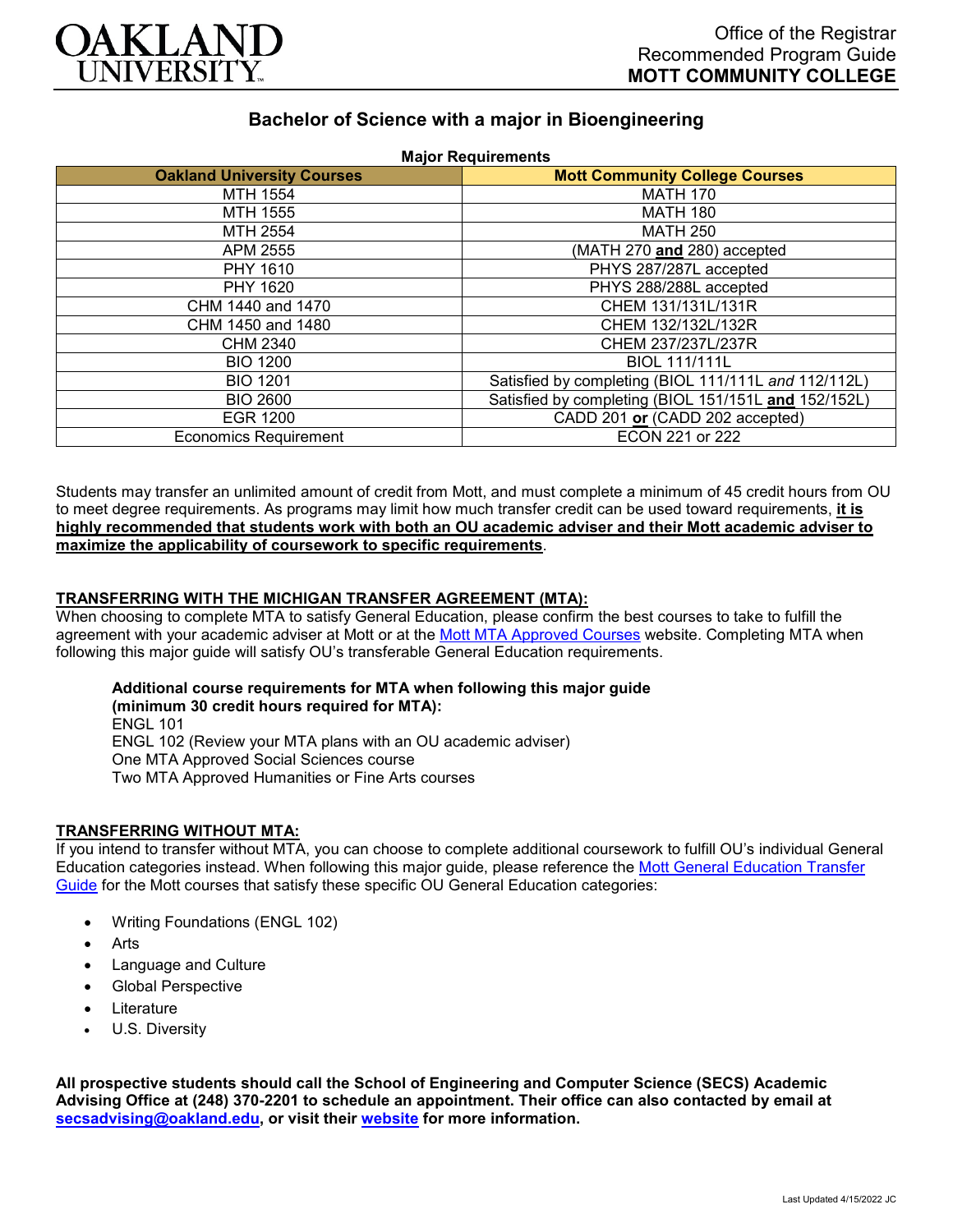OAKLAND UNIVERSITY

Office of the Registrar
Recommended Program Guide
**MOTT COMMUNITY COLLEGE**

## Bachelor of Science with a major in Bioengineering

**Major Requirements**

| Oakland University Courses | Mott Community College Courses |
|---|---|
| MTH 1554 | MATH 170 |
| MTH 1555 | MATH 180 |
| MTH 2554 | MATH 250 |
| APM 2555 | (MATH 270 **and** 280) accepted |
| PHY 1610 | PHYS 287/287L accepted |
| PHY 1620 | PHYS 288/288L accepted |
| CHM 1440 and 1470 | CHEM 131/131L/131R |
| CHM 1450 and 1480 | CHEM 132/132L/132R |
| CHM 2340 | CHEM 237/237L/237R |
| BIO 1200 | BIOL 111/111L |
| BIO 1201 | Satisfied by completing (BIOL 111/111L *and* 112/112L) |
| BIO 2600 | Satisfied by completing (BIOL 151/151L **and** 152/152L) |
| EGR 1200 | CADD 201 **or** (CADD 202 accepted) |
| Economics Requirement | ECON 221 or 222 |

Students may transfer an unlimited amount of credit from Mott, and must complete a minimum of 45 credit hours from OU to meet degree requirements. As programs may limit how much transfer credit can be used toward requirements, **it is highly recommended that students work with both an OU academic adviser and their Mott academic adviser to maximize the applicability of coursework to specific requirements**.

### TRANSFERRING WITH THE MICHIGAN TRANSFER AGREEMENT (MTA):

When choosing to complete MTA to satisfy General Education, please confirm the best courses to take to fulfill the agreement with your academic adviser at Mott or at the Mott MTA Approved Courses website. Completing MTA when following this major guide will satisfy OU's transferable General Education requirements.

**Additional course requirements for MTA when following this major guide (minimum 30 credit hours required for MTA):**
ENGL 101
ENGL 102 (Review your MTA plans with an OU academic adviser)
One MTA Approved Social Sciences course
Two MTA Approved Humanities or Fine Arts courses

### TRANSFERRING WITHOUT MTA:

If you intend to transfer without MTA, you can choose to complete additional coursework to fulfill OU's individual General Education categories instead. When following this major guide, please reference the Mott General Education Transfer Guide for the Mott courses that satisfy these specific OU General Education categories:

- Writing Foundations (ENGL 102)
- Arts
- Language and Culture
- Global Perspective
- Literature
- U.S. Diversity

**All prospective students should call the School of Engineering and Computer Science (SECS) Academic Advising Office at (248) 370-2201 to schedule an appointment. Their office can also contacted by email at secsadvising@oakland.edu, or visit their website for more information.**

Last Updated 4/15/2022 JC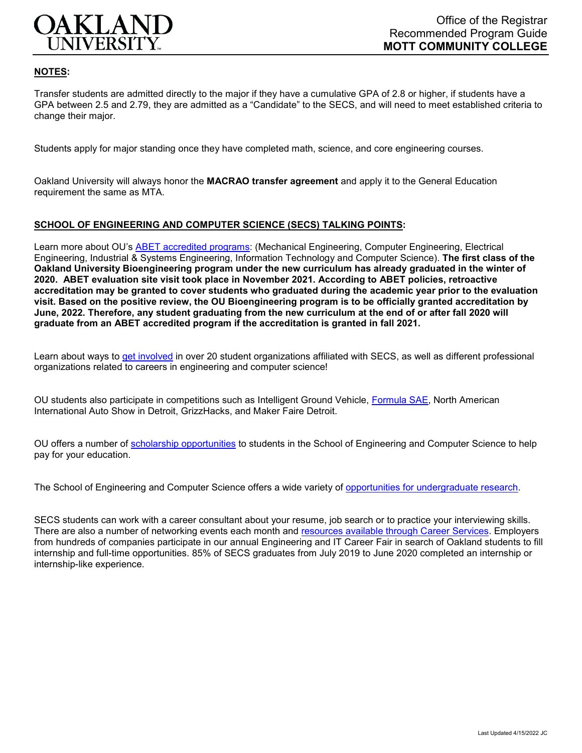**NOTES:**

Transfer students are admitted directly to the major if they have a cumulative GPA of 2.8 or higher, if students have a GPA between 2.5 and 2.79, they are admitted as a "Candidate" to the SECS, and will need to meet established criteria to change their major.

Students apply for major standing once they have completed math, science, and core engineering courses.

Oakland University will always honor the **MACRAO transfer agreement** and apply it to the General Education requirement the same as MTA.

**SCHOOL OF ENGINEERING AND COMPUTER SCIENCE (SECS) TALKING POINTS:**

Learn more about OU's ABET accredited programs: (Mechanical Engineering, Computer Engineering, Electrical Engineering, Industrial & Systems Engineering, Information Technology and Computer Science). **The first class of the Oakland University Bioengineering program under the new curriculum has already graduated in the winter of 2020. ABET evaluation site visit took place in November 2021. According to ABET policies, retroactive accreditation may be granted to cover students who graduated during the academic year prior to the evaluation visit. Based on the positive review, the OU Bioengineering program is to be officially granted accreditation by June, 2022. Therefore, any student graduating from the new curriculum at the end of or after fall 2020 will graduate from an ABET accredited program if the accreditation is granted in fall 2021.**

Learn about ways to get involved in over 20 student organizations affiliated with SECS, as well as different professional organizations related to careers in engineering and computer science!

OU students also participate in competitions such as Intelligent Ground Vehicle, Formula SAE, North American International Auto Show in Detroit, GrizzHacks, and Maker Faire Detroit.

OU offers a number of scholarship opportunities to students in the School of Engineering and Computer Science to help pay for your education.

The School of Engineering and Computer Science offers a wide variety of opportunities for undergraduate research.

SECS students can work with a career consultant about your resume, job search or to practice your interviewing skills. There are also a number of networking events each month and resources available through Career Services. Employers from hundreds of companies participate in our annual Engineering and IT Career Fair in search of Oakland students to fill internship and full-time opportunities. 85% of SECS graduates from July 2019 to June 2020 completed an internship or internship-like experience.